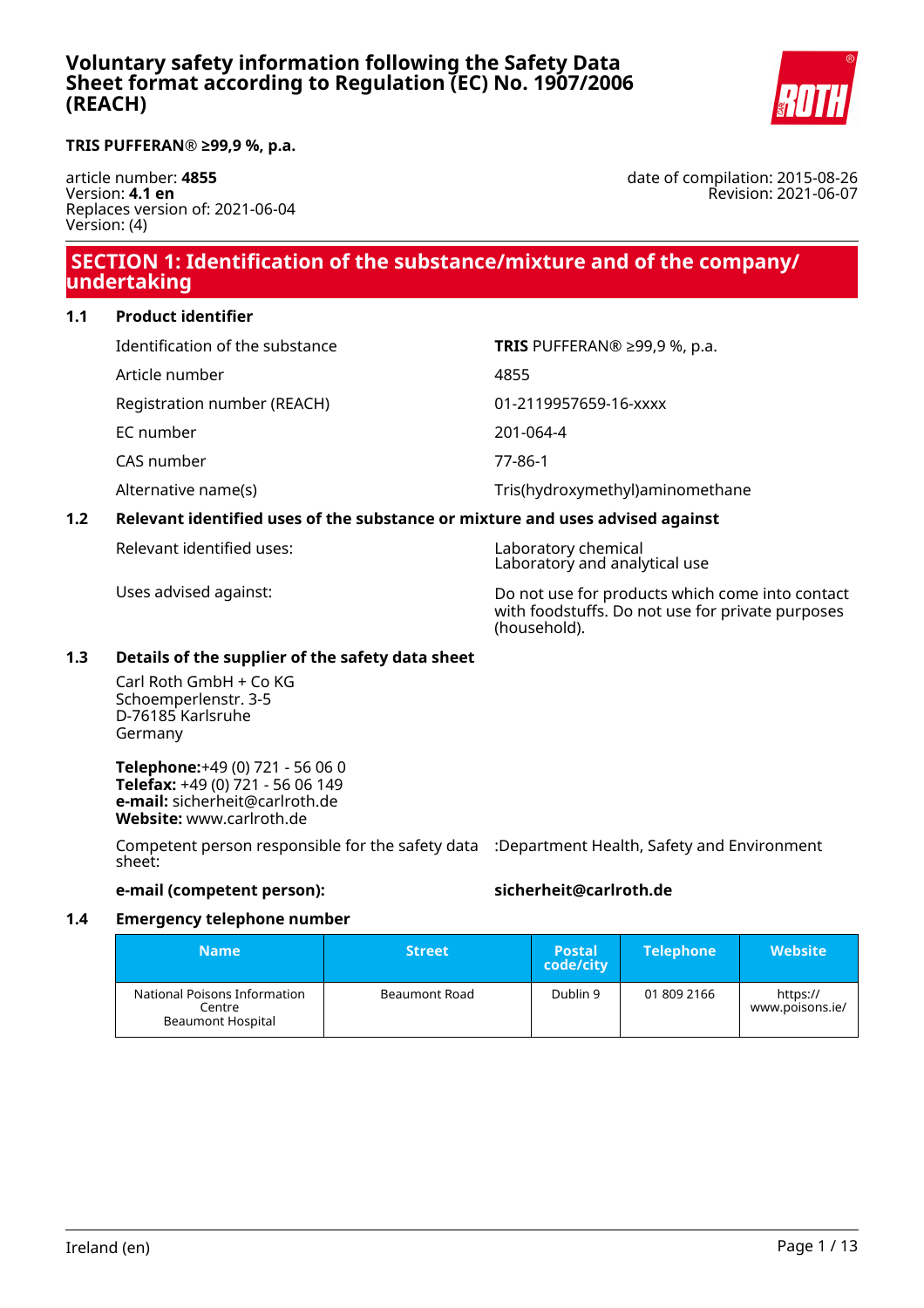# Voluntary safety information following the Safety Data Sheet format according to Regulation (EC) No. 1907/2006 (REACH)

**TRIS PUFFERAN® ≥99,9 %, p.a.**

article number: **4855**
Version: **4.1 en**
Replaces version of: 2021-06-04
Version: (4)

date of compilation: 2015-08-26
Revision: 2021-06-07

## SECTION 1: Identification of the substance/mixture and of the company/undertaking

### 1.1 Product identifier

| | |
|---|---|
| Identification of the substance | **TRIS** PUFFERAN® ≥99,9 %, p.a. |
| Article number | 4855 |
| Registration number (REACH) | 01-2119957659-16-xxxx |
| EC number | 201-064-4 |
| CAS number | 77-86-1 |
| Alternative name(s) | Tris(hydroxymethyl)aminomethane |

### 1.2 Relevant identified uses of the substance or mixture and uses advised against

| | |
|---|---|
| Relevant identified uses: | Laboratory chemical<br>Laboratory and analytical use |
| Uses advised against: | Do not use for products which come into contact with foodstuffs. Do not use for private purposes (household). |

### 1.3 Details of the supplier of the safety data sheet

Carl Roth GmbH + Co KG
Schoemperlenstr. 3-5
D-76185 Karlsruhe
Germany

**Telephone:**+49 (0) 721 - 56 06 0
**Telefax:** +49 (0) 721 - 56 06 149
**e-mail:** sicherheit@carlroth.de
**Website:** www.carlroth.de

Competent person responsible for the safety data sheet: :Department Health, Safety and Environment

**e-mail (competent person):** **sicherheit@carlroth.de**

### 1.4 Emergency telephone number

| Name | Street | Postal code/city | Telephone | Website |
|---|---|---|---|---|
| National Poisons Information Centre Beaumont Hospital | Beaumont Road | Dublin 9 | 01 809 2166 | https://www.poisons.ie/ |

Ireland (en)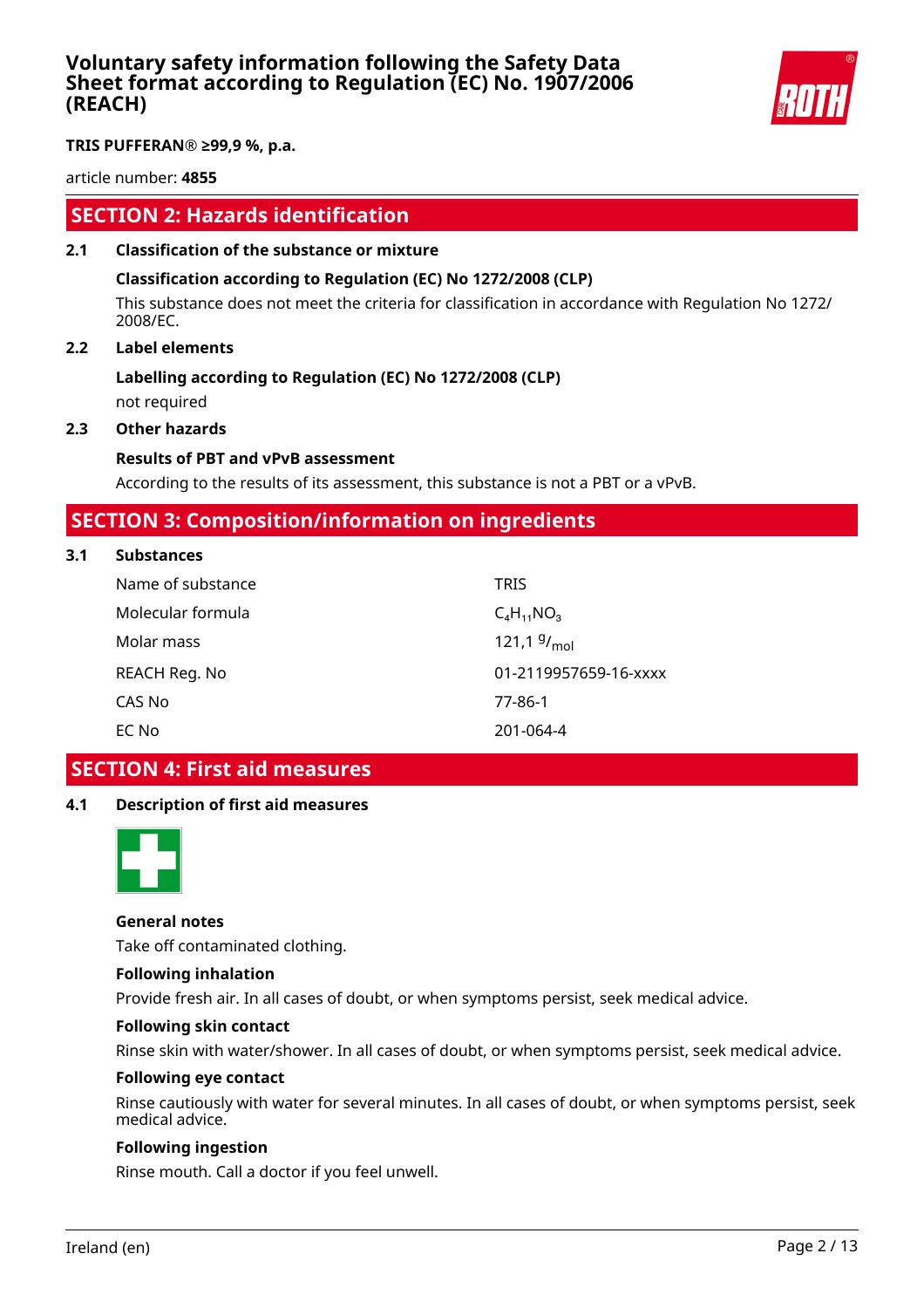## SECTION 2: Hazards identification

### 2.1 Classification of the substance or mixture

**Classification according to Regulation (EC) No 1272/2008 (CLP)**

This substance does not meet the criteria for classification in accordance with Regulation No 1272/2008/EC.

### 2.2 Label elements

**Labelling according to Regulation (EC) No 1272/2008 (CLP)**

not required

### 2.3 Other hazards

**Results of PBT and vPvB assessment**

According to the results of its assessment, this substance is not a PBT or a vPvB.

## SECTION 3: Composition/information on ingredients

### 3.1 Substances

| | |
|---|---|
| Name of substance | TRIS |
| Molecular formula | $C_4H_{11}NO_3$ |
| Molar mass | 121,1 $^{g}/_{mol}$ |
| REACH Reg. No | 01-2119957659-16-xxxx |
| CAS No | 77-86-1 |
| EC No | 201-064-4 |

## SECTION 4: First aid measures

### 4.1 Description of first aid measures

**General notes**

Take off contaminated clothing.

**Following inhalation**

Provide fresh air. In all cases of doubt, or when symptoms persist, seek medical advice.

**Following skin contact**

Rinse skin with water/shower. In all cases of doubt, or when symptoms persist, seek medical advice.

**Following eye contact**

Rinse cautiously with water for several minutes. In all cases of doubt, or when symptoms persist, seek medical advice.

**Following ingestion**

Rinse mouth. Call a doctor if you feel unwell.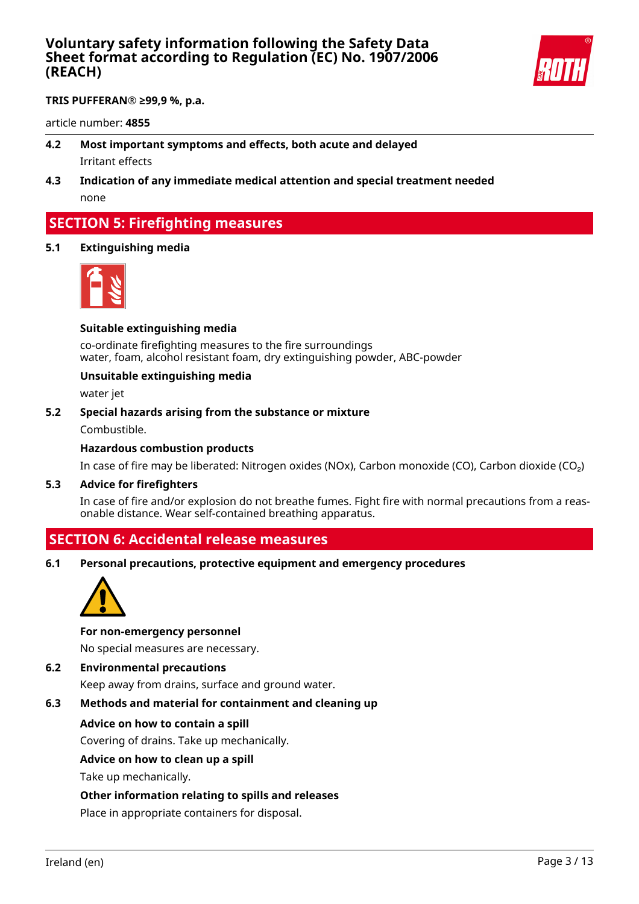**TRIS PUFFERAN® ≥99,9 %, p.a.**

article number: **4855**

**4.2 Most important symptoms and effects, both acute and delayed**

Irritant effects

**4.3 Indication of any immediate medical attention and special treatment needed**

none

## SECTION 5: Firefighting measures

**5.1 Extinguishing media**

**Suitable extinguishing media**

co-ordinate firefighting measures to the fire surroundings
water, foam, alcohol resistant foam, dry extinguishing powder, ABC-powder

**Unsuitable extinguishing media**

water jet

**5.2 Special hazards arising from the substance or mixture**

Combustible.

**Hazardous combustion products**

In case of fire may be liberated: Nitrogen oxides (NOx), Carbon monoxide (CO), Carbon dioxide ($CO_2$)

**5.3 Advice for firefighters**

In case of fire and/or explosion do not breathe fumes. Fight fire with normal precautions from a reasonable distance. Wear self-contained breathing apparatus.

## SECTION 6: Accidental release measures

**6.1 Personal precautions, protective equipment and emergency procedures**

**For non-emergency personnel**

No special measures are necessary.

**6.2 Environmental precautions**

Keep away from drains, surface and ground water.

**6.3 Methods and material for containment and cleaning up**

**Advice on how to contain a spill**

Covering of drains. Take up mechanically.

**Advice on how to clean up a spill**

Take up mechanically.

**Other information relating to spills and releases**

Place in appropriate containers for disposal.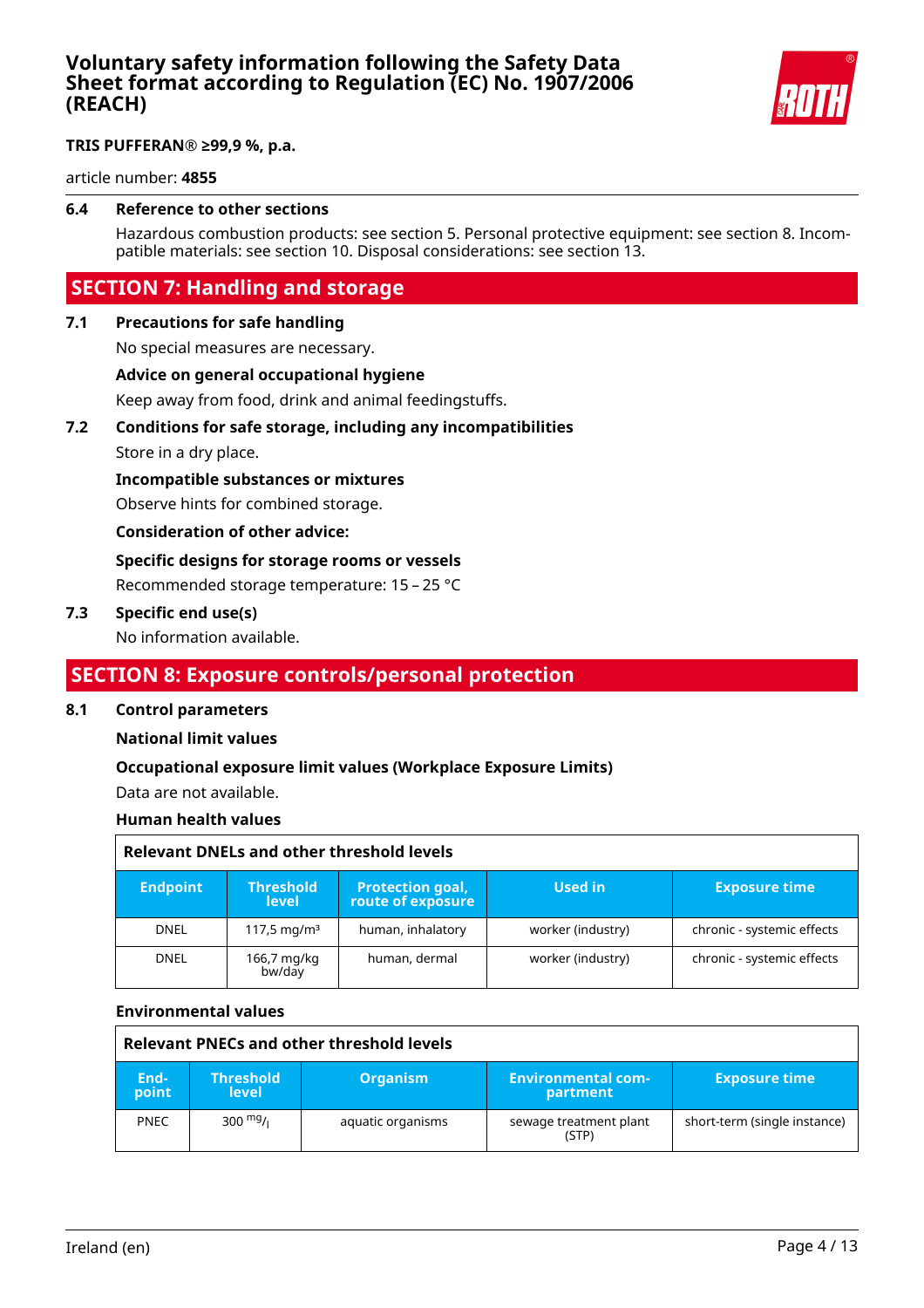### 6.4 Reference to other sections

Hazardous combustion products: see section 5. Personal protective equipment: see section 8. Incompatible materials: see section 10. Disposal considerations: see section 13.

## SECTION 7: Handling and storage

### 7.1 Precautions for safe handling

No special measures are necessary.

**Advice on general occupational hygiene**

Keep away from food, drink and animal feedingstuffs.

### 7.2 Conditions for safe storage, including any incompatibilities

Store in a dry place.

**Incompatible substances or mixtures**

Observe hints for combined storage.

**Consideration of other advice:**

**Specific designs for storage rooms or vessels**

Recommended storage temperature: 15 – 25 °C

### 7.3 Specific end use(s)

No information available.

## SECTION 8: Exposure controls/personal protection

### 8.1 Control parameters

**National limit values**

**Occupational exposure limit values (Workplace Exposure Limits)**

Data are not available.

**Human health values**

**Relevant DNELs and other threshold levels**

| Endpoint | Threshold level | Protection goal, route of exposure | Used in | Exposure time |
|---|---|---|---|---|
| DNEL | 117,5 mg/m³ | human, inhalatory | worker (industry) | chronic - systemic effects |
| DNEL | 166,7 mg/kg bw/day | human, dermal | worker (industry) | chronic - systemic effects |

**Environmental values**

**Relevant PNECs and other threshold levels**

| End-point | Threshold level | Organism | Environmental compartment | Exposure time |
|---|---|---|---|---|
| PNEC | 300 mg/l | aquatic organisms | sewage treatment plant (STP) | short-term (single instance) |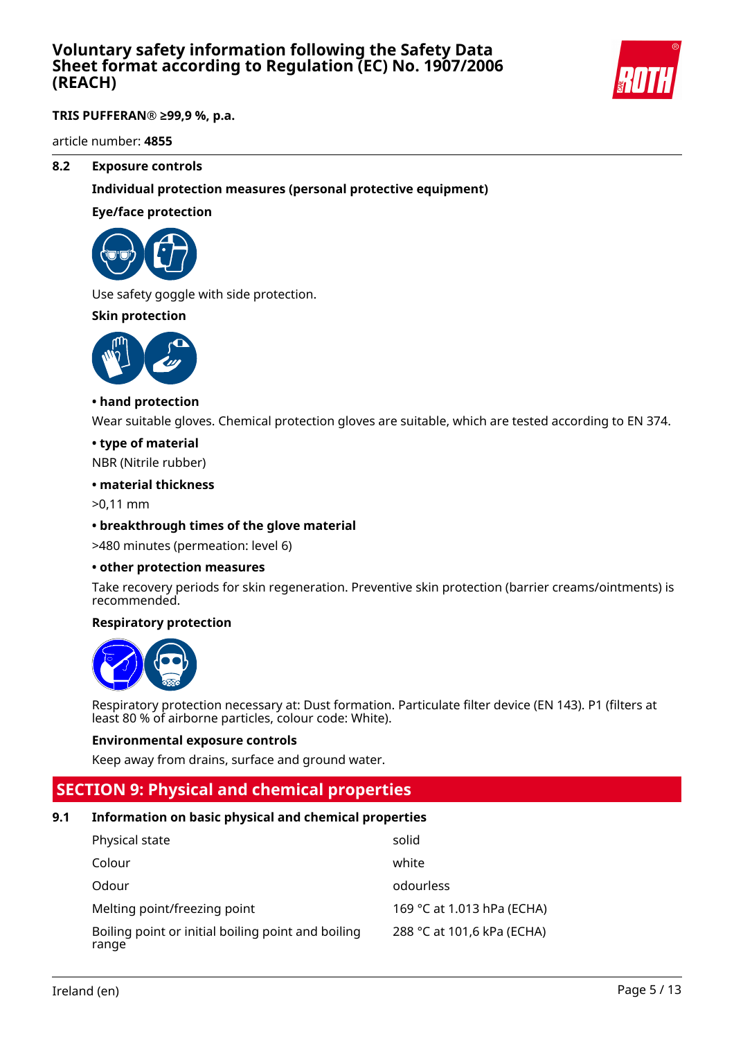**8.2 Exposure controls**

**Individual protection measures (personal protective equipment)**

**Eye/face protection**

Use safety goggle with side protection.

**Skin protection**

**• hand protection**

Wear suitable gloves. Chemical protection gloves are suitable, which are tested according to EN 374.

**• type of material**

NBR (Nitrile rubber)

**• material thickness**

>0,11 mm

**• breakthrough times of the glove material**

>480 minutes (permeation: level 6)

**• other protection measures**

Take recovery periods for skin regeneration. Preventive skin protection (barrier creams/ointments) is recommended.

**Respiratory protection**

Respiratory protection necessary at: Dust formation. Particulate filter device (EN 143). P1 (filters at least 80 % of airborne particles, colour code: White).

**Environmental exposure controls**

Keep away from drains, surface and ground water.

## SECTION 9: Physical and chemical properties

**9.1 Information on basic physical and chemical properties**

| | |
|---|---|
| Physical state | solid |
| Colour | white |
| Odour | odourless |
| Melting point/freezing point | 169 °C at 1.013 hPa (ECHA) |
| Boiling point or initial boiling point and boiling range | 288 °C at 101,6 kPa (ECHA) |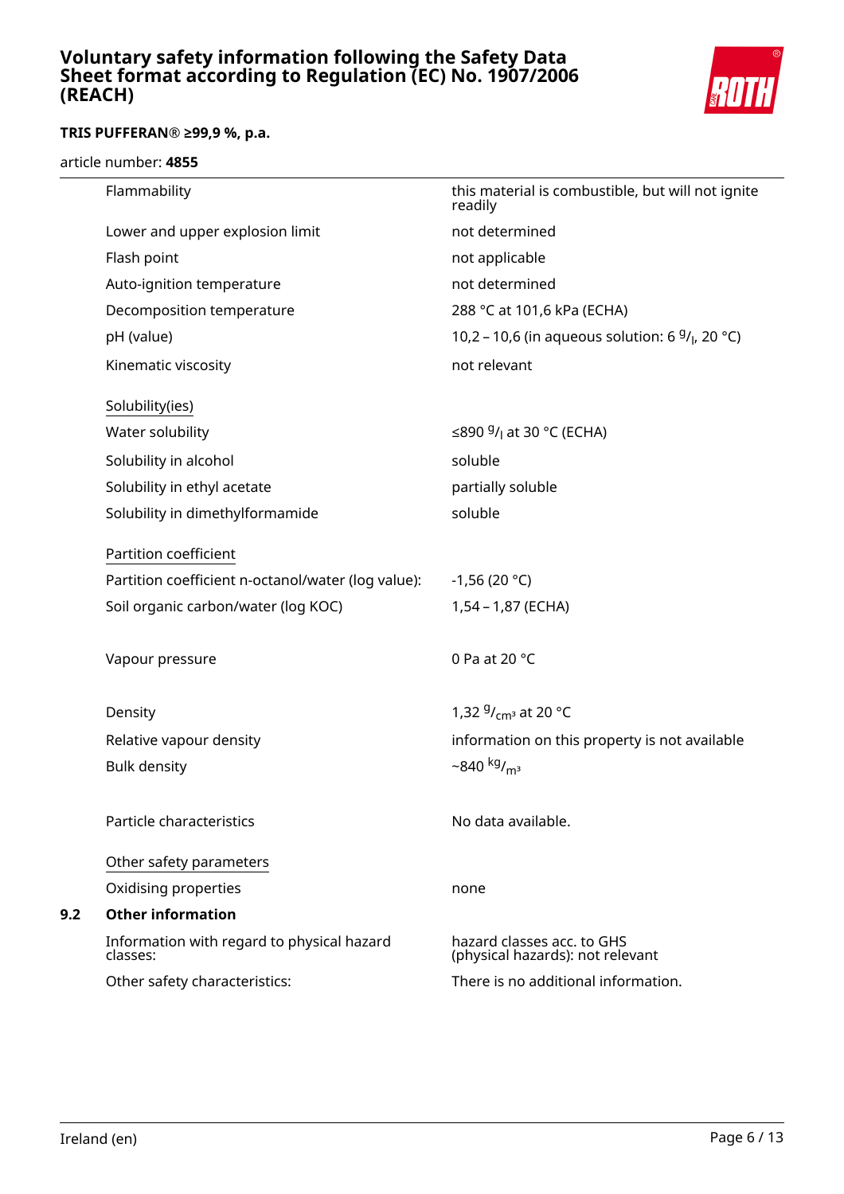| | |
|---|---|
| Flammability | this material is combustible, but will not ignite readily |
| Lower and upper explosion limit | not determined |
| Flash point | not applicable |
| Auto-ignition temperature | not determined |
| Decomposition temperature | 288 °C at 101,6 kPa (ECHA) |
| pH (value) | 10,2 – 10,6 (in aqueous solution: 6 $^{g}/_{l}$, 20 °C) |
| Kinematic viscosity | not relevant |

<u>Solubility(ies)</u>

| | |
|---|---|
| Water solubility | ≤890 $^{g}/_{l}$ at 30 °C (ECHA) |
| Solubility in alcohol | soluble |
| Solubility in ethyl acetate | partially soluble |
| Solubility in dimethylformamide | soluble |

<u>Partition coefficient</u>

| | |
|---|---|
| Partition coefficient n-octanol/water (log value): | -1,56 (20 °C) |
| Soil organic carbon/water (log KOC) | 1,54 – 1,87 (ECHA) |
| Vapour pressure | 0 Pa at 20 °C |
| Density | 1,32 $^{g}/_{cm^3}$ at 20 °C |
| Relative vapour density | information on this property is not available |
| Bulk density | ~840 $^{kg}/_{m^3}$ |
| Particle characteristics | No data available. |

<u>Other safety parameters</u>

| | |
|---|---|
| Oxidising properties | none |

## 9.2 Other information

| | |
|---|---|
| Information with regard to physical hazard classes: | hazard classes acc. to GHS (physical hazards): not relevant |
| Other safety characteristics: | There is no additional information. |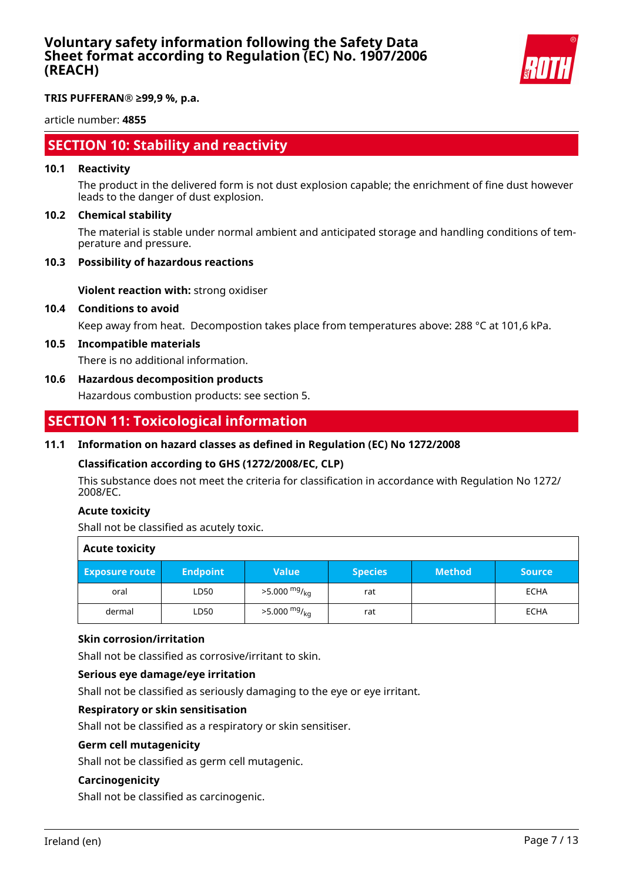## SECTION 10: Stability and reactivity

### 10.1 Reactivity

The product in the delivered form is not dust explosion capable; the enrichment of fine dust however leads to the danger of dust explosion.

### 10.2 Chemical stability

The material is stable under normal ambient and anticipated storage and handling conditions of temperature and pressure.

### 10.3 Possibility of hazardous reactions

**Violent reaction with:** strong oxidiser

### 10.4 Conditions to avoid

Keep away from heat. Decompostion takes place from temperatures above: 288 °C at 101,6 kPa.

### 10.5 Incompatible materials

There is no additional information.

### 10.6 Hazardous decomposition products

Hazardous combustion products: see section 5.

## SECTION 11: Toxicological information

### 11.1 Information on hazard classes as defined in Regulation (EC) No 1272/2008

**Classification according to GHS (1272/2008/EC, CLP)**

This substance does not meet the criteria for classification in accordance with Regulation No 1272/2008/EC.

**Acute toxicity**

Shall not be classified as acutely toxic.

**Acute toxicity**

| Exposure route | Endpoint | Value | Species | Method | Source |
|---|---|---|---|---|---|
| oral | LD50 | >5.000 $^{mg}/_{kg}$ | rat | | ECHA |
| dermal | LD50 | >5.000 $^{mg}/_{kg}$ | rat | | ECHA |

**Skin corrosion/irritation**

Shall not be classified as corrosive/irritant to skin.

**Serious eye damage/eye irritation**

Shall not be classified as seriously damaging to the eye or eye irritant.

**Respiratory or skin sensitisation**

Shall not be classified as a respiratory or skin sensitiser.

**Germ cell mutagenicity**

Shall not be classified as germ cell mutagenic.

**Carcinogenicity**

Shall not be classified as carcinogenic.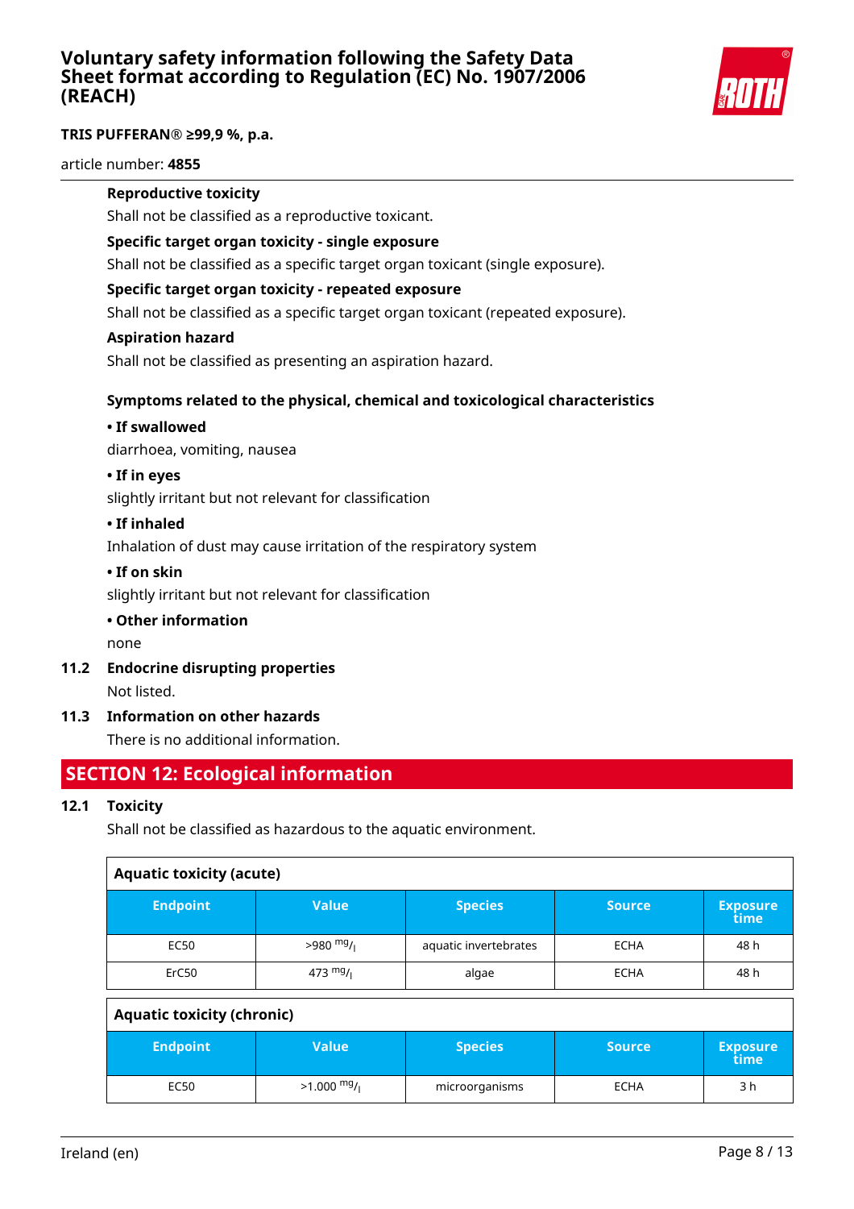**Reproductive toxicity**

Shall not be classified as a reproductive toxicant.

**Specific target organ toxicity - single exposure**

Shall not be classified as a specific target organ toxicant (single exposure).

**Specific target organ toxicity - repeated exposure**

Shall not be classified as a specific target organ toxicant (repeated exposure).

**Aspiration hazard**

Shall not be classified as presenting an aspiration hazard.

**Symptoms related to the physical, chemical and toxicological characteristics**

**• If swallowed**

diarrhoea, vomiting, nausea

**• If in eyes**

slightly irritant but not relevant for classification

**• If inhaled**

Inhalation of dust may cause irritation of the respiratory system

**• If on skin**

slightly irritant but not relevant for classification

**• Other information**

none

### 11.2 Endocrine disrupting properties

Not listed.

### 11.3 Information on other hazards

There is no additional information.

## SECTION 12: Ecological information

### 12.1 Toxicity

Shall not be classified as hazardous to the aquatic environment.

**Aquatic toxicity (acute)**

| Endpoint | Value | Species | Source | Exposure time |
|---|---|---|---|---|
| EC50 | >980 mg/l | aquatic invertebrates | ECHA | 48 h |
| ErC50 | 473 mg/l | algae | ECHA | 48 h |

**Aquatic toxicity (chronic)**

| Endpoint | Value | Species | Source | Exposure time |
|---|---|---|---|---|
| EC50 | >1.000 mg/l | microorganisms | ECHA | 3 h |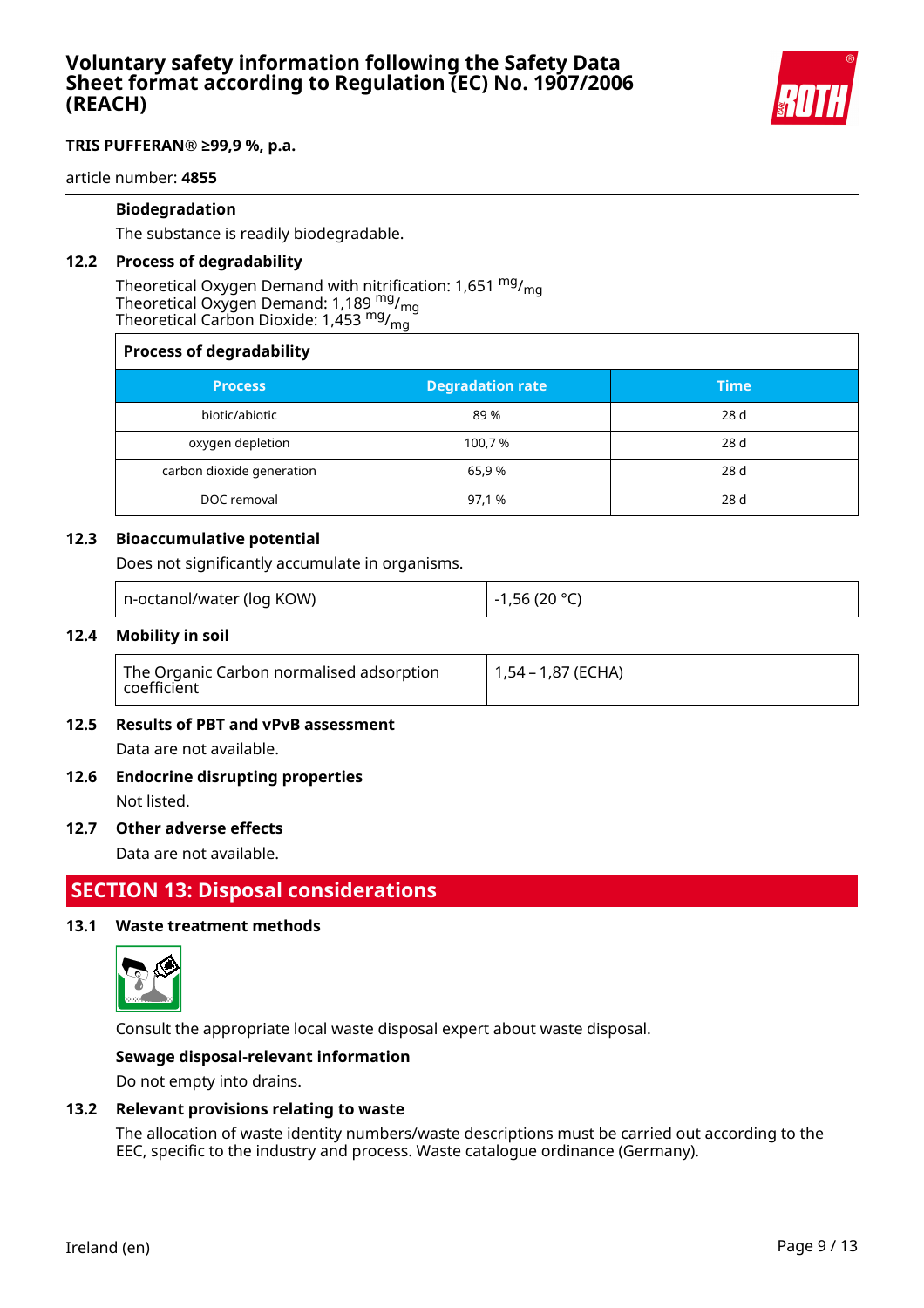**Biodegradation**

The substance is readily biodegradable.

### 12.2 Process of degradability

Theoretical Oxygen Demand with nitrification: 1,651 $^{mg}/_{mg}$
Theoretical Oxygen Demand: 1,189 $^{mg}/_{mg}$
Theoretical Carbon Dioxide: 1,453 $^{mg}/_{mg}$

**Process of degradability**

| Process | Degradation rate | Time |
|---|---|---|
| biotic/abiotic | 89 % | 28 d |
| oxygen depletion | 100,7 % | 28 d |
| carbon dioxide generation | 65,9 % | 28 d |
| DOC removal | 97,1 % | 28 d |

### 12.3 Bioaccumulative potential

Does not significantly accumulate in organisms.

| n-octanol/water (log KOW) | -1,56 (20 °C) |
|---|---|

### 12.4 Mobility in soil

| The Organic Carbon normalised adsorption coefficient | 1,54 – 1,87 (ECHA) |
|---|---|

### 12.5 Results of PBT and vPvB assessment

Data are not available.

### 12.6 Endocrine disrupting properties

Not listed.

### 12.7 Other adverse effects

Data are not available.

## SECTION 13: Disposal considerations

### 13.1 Waste treatment methods

Consult the appropriate local waste disposal expert about waste disposal.

**Sewage disposal-relevant information**

Do not empty into drains.

### 13.2 Relevant provisions relating to waste

The allocation of waste identity numbers/waste descriptions must be carried out according to the EEC, specific to the industry and process. Waste catalogue ordinance (Germany).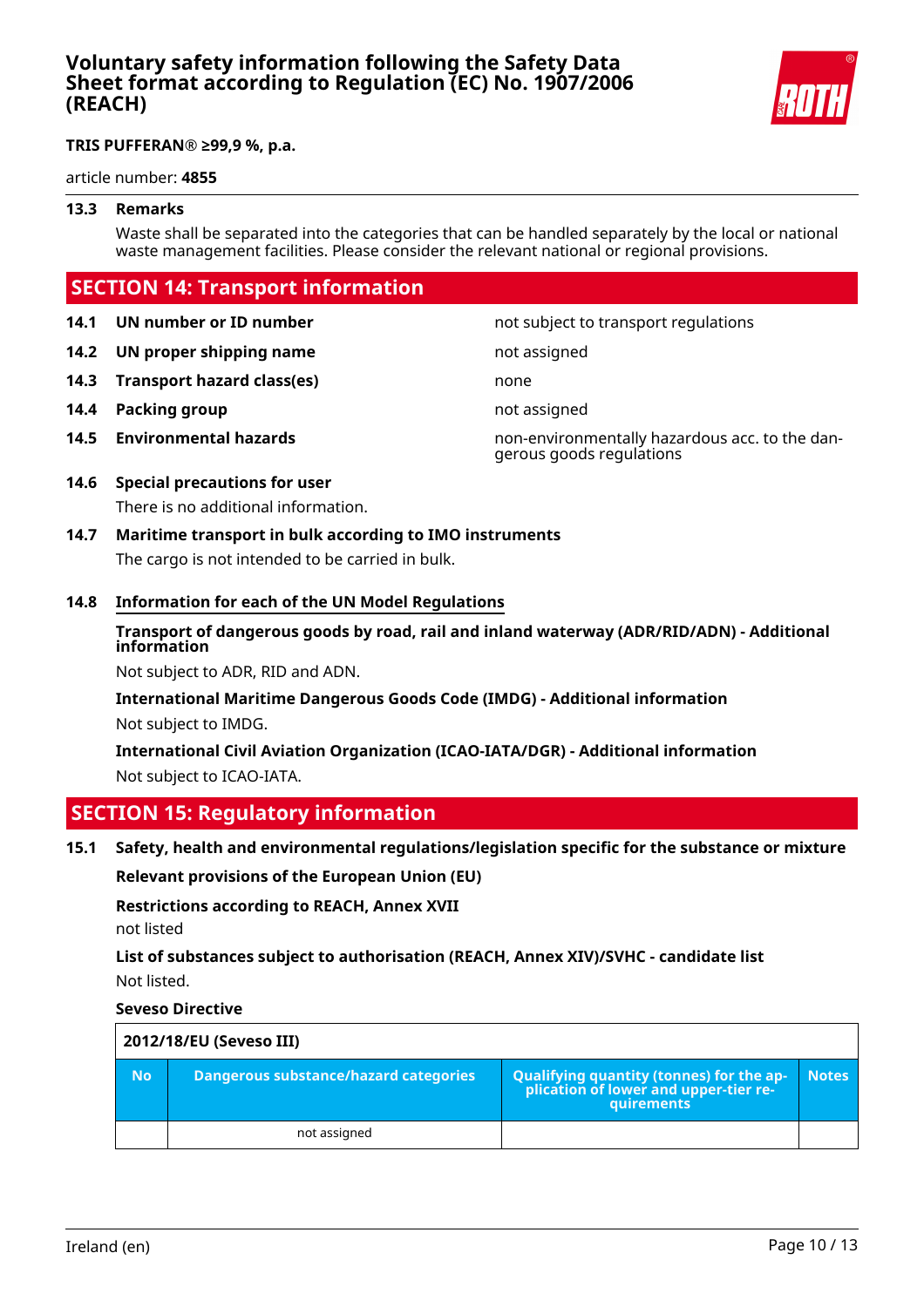**TRIS PUFFERAN® ≥99,9 %, p.a.**

article number: **4855**

### 13.3 Remarks

Waste shall be separated into the categories that can be handled separately by the local or national waste management facilities. Please consider the relevant national or regional provisions.

## SECTION 14: Transport information

| | | |
|---|---|---|
| **14.1** | **UN number or ID number** | not subject to transport regulations |
| **14.2** | **UN proper shipping name** | not assigned |
| **14.3** | **Transport hazard class(es)** | none |
| **14.4** | **Packing group** | not assigned |
| **14.5** | **Environmental hazards** | non-environmentally hazardous acc. to the dangerous goods regulations |

### 14.6 Special precautions for user

There is no additional information.

### 14.7 Maritime transport in bulk according to IMO instruments

The cargo is not intended to be carried in bulk.

### 14.8 Information for each of the UN Model Regulations

**Transport of dangerous goods by road, rail and inland waterway (ADR/RID/ADN) - Additional information**

Not subject to ADR, RID and ADN.

**International Maritime Dangerous Goods Code (IMDG) - Additional information**

Not subject to IMDG.

**International Civil Aviation Organization (ICAO-IATA/DGR) - Additional information**

Not subject to ICAO-IATA.

## SECTION 15: Regulatory information

### 15.1 Safety, health and environmental regulations/legislation specific for the substance or mixture

**Relevant provisions of the European Union (EU)**

**Restrictions according to REACH, Annex XVII**

not listed

**List of substances subject to authorisation (REACH, Annex XIV)/SVHC - candidate list**

Not listed.

**Seveso Directive**

| **2012/18/EU (Seveso III)** | | | |
|---|---|---|---|
| **No** | **Dangerous substance/hazard categories** | **Qualifying quantity (tonnes) for the application of lower and upper-tier requirements** | **Notes** |
| | not assigned | | |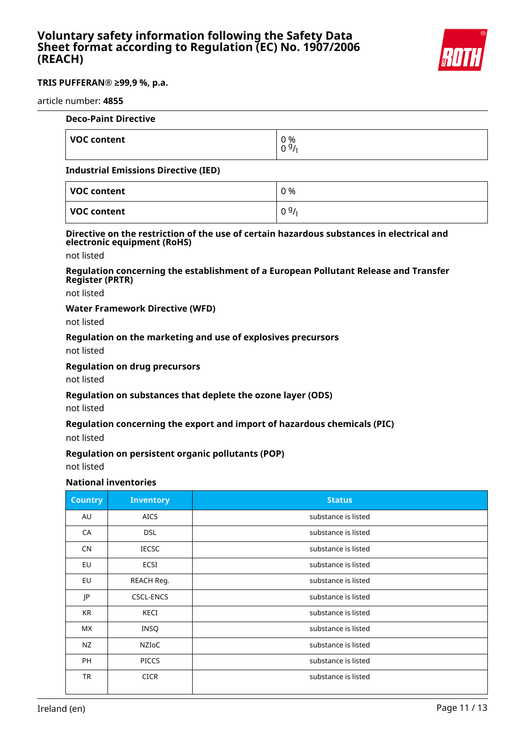#### Deco-Paint Directive

| VOC content | 0 %<br>0 g/l |
|---|---|

#### Industrial Emissions Directive (IED)

| VOC content | 0 % |
|---|---|
| VOC content | 0 g/l |

#### Directive on the restriction of the use of certain hazardous substances in electrical and electronic equipment (RoHS)

not listed

#### Regulation concerning the establishment of a European Pollutant Release and Transfer Register (PRTR)

not listed

#### Water Framework Directive (WFD)

not listed

#### Regulation on the marketing and use of explosives precursors

not listed

#### Regulation on drug precursors

not listed

#### Regulation on substances that deplete the ozone layer (ODS)

not listed

#### Regulation concerning the export and import of hazardous chemicals (PIC)

not listed

#### Regulation on persistent organic pollutants (POP)

not listed

#### National inventories

| Country | Inventory | Status |
|---|---|---|
| AU | AICS | substance is listed |
| CA | DSL | substance is listed |
| CN | IECSC | substance is listed |
| EU | ECSI | substance is listed |
| EU | REACH Reg. | substance is listed |
| JP | CSCL-ENCS | substance is listed |
| KR | KECI | substance is listed |
| MX | INSQ | substance is listed |
| NZ | NZIoC | substance is listed |
| PH | PICCS | substance is listed |
| TR | CICR | substance is listed |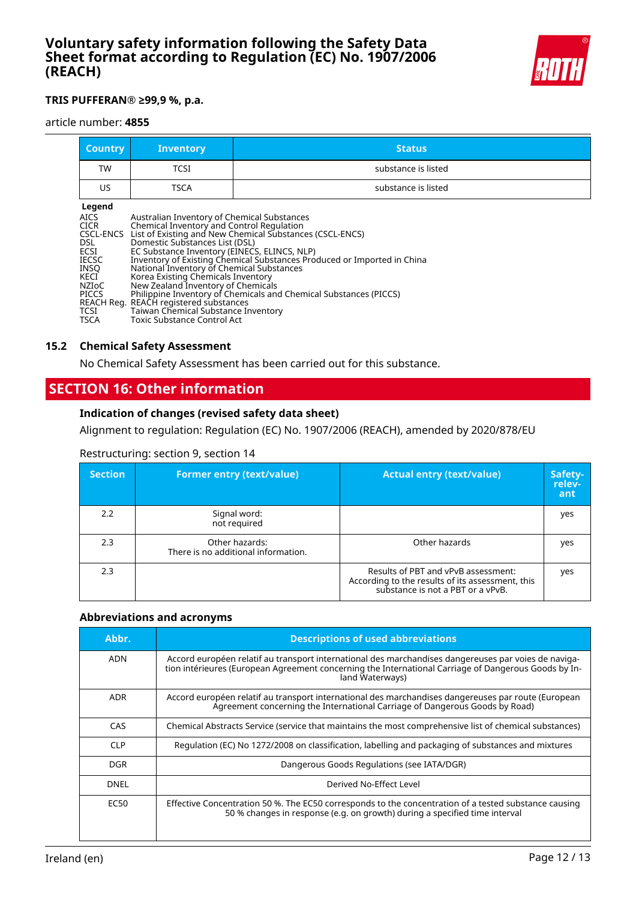| Country | Inventory | Status |
|---|---|---|
| TW | TCSI | substance is listed |
| US | TSCA | substance is listed |

**Legend**

AICS Australian Inventory of Chemical Substances
CICR Chemical Inventory and Control Regulation
CSCL-ENCS List of Existing and New Chemical Substances (CSCL-ENCS)
DSL Domestic Substances List (DSL)
ECSI EC Substance Inventory (EINECS, ELINCS, NLP)
IECSC Inventory of Existing Chemical Substances Produced or Imported in China
INSQ National Inventory of Chemical Substances
KECI Korea Existing Chemicals Inventory
NZIoC New Zealand Inventory of Chemicals
PICCS Philippine Inventory of Chemicals and Chemical Substances (PICCS)
REACH Reg. REACH registered substances
TCSI Taiwan Chemical Substance Inventory
TSCA Toxic Substance Control Act

### 15.2 Chemical Safety Assessment

No Chemical Safety Assessment has been carried out for this substance.

## SECTION 16: Other information

### Indication of changes (revised safety data sheet)

Alignment to regulation: Regulation (EC) No. 1907/2006 (REACH), amended by 2020/878/EU

Restructuring: section 9, section 14

| Section | Former entry (text/value) | Actual entry (text/value) | Safety-relevant |
|---|---|---|---|
| 2.2 | Signal word: not required | | yes |
| 2.3 | Other hazards: There is no additional information. | Other hazards | yes |
| 2.3 | | Results of PBT and vPvB assessment: According to the results of its assessment, this substance is not a PBT or a vPvB. | yes |

### Abbreviations and acronyms

| Abbr. | Descriptions of used abbreviations |
|---|---|
| ADN | Accord européen relatif au transport international des marchandises dangereuses par voies de navigation intérieures (European Agreement concerning the International Carriage of Dangerous Goods by Inland Waterways) |
| ADR | Accord européen relatif au transport international des marchandises dangereuses par route (European Agreement concerning the International Carriage of Dangerous Goods by Road) |
| CAS | Chemical Abstracts Service (service that maintains the most comprehensive list of chemical substances) |
| CLP | Regulation (EC) No 1272/2008 on classification, labelling and packaging of substances and mixtures |
| DGR | Dangerous Goods Regulations (see IATA/DGR) |
| DNEL | Derived No-Effect Level |
| EC50 | Effective Concentration 50 %. The EC50 corresponds to the concentration of a tested substance causing 50 % changes in response (e.g. on growth) during a specified time interval |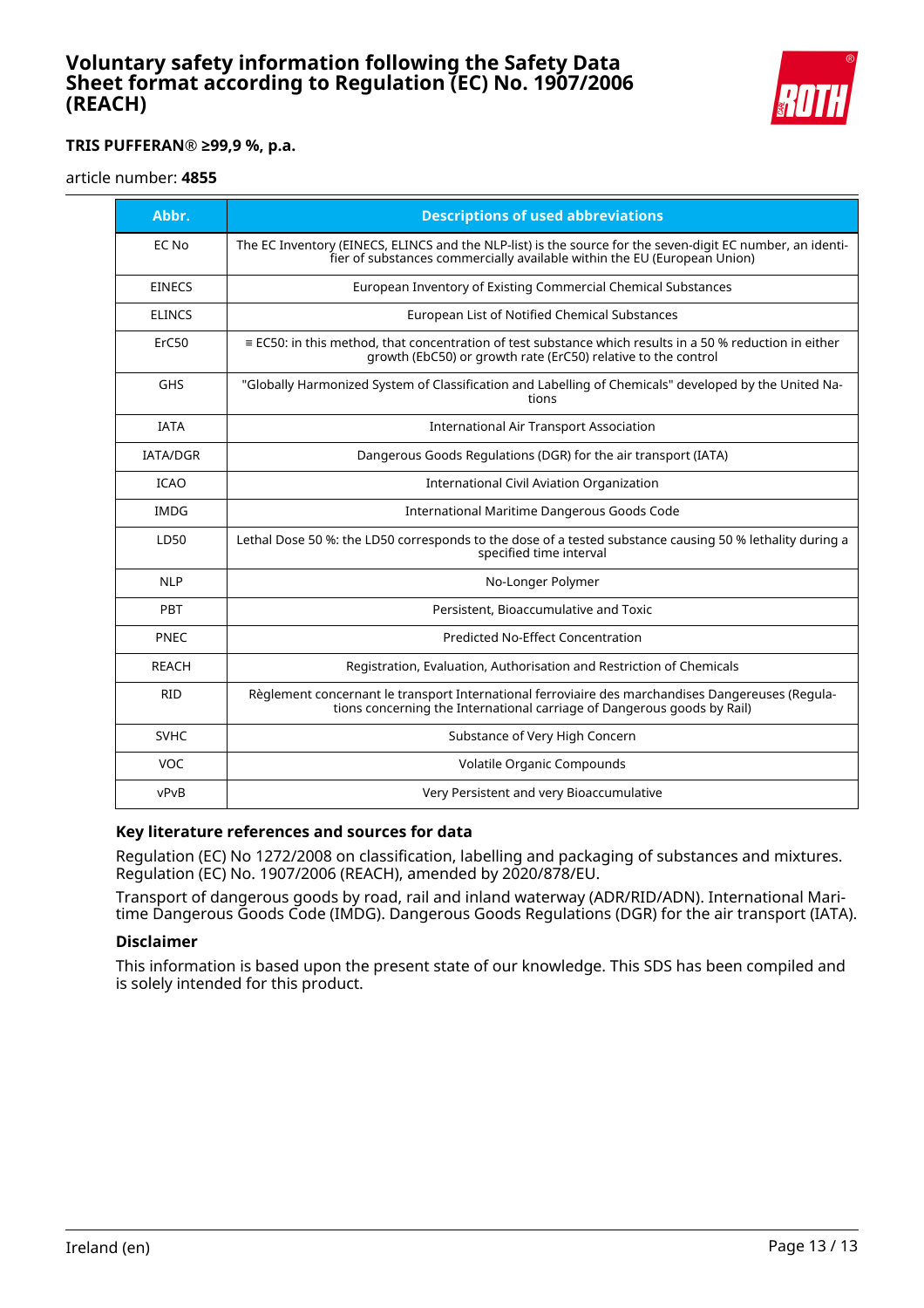| Abbr. | Descriptions of used abbreviations |
|---|---|
| EC No | The EC Inventory (EINECS, ELINCS and the NLP-list) is the source for the seven-digit EC number, an identifier of substances commercially available within the EU (European Union) |
| EINECS | European Inventory of Existing Commercial Chemical Substances |
| ELINCS | European List of Notified Chemical Substances |
| ErC50 | ≡ EC50: in this method, that concentration of test substance which results in a 50 % reduction in either growth (EbC50) or growth rate (ErC50) relative to the control |
| GHS | "Globally Harmonized System of Classification and Labelling of Chemicals" developed by the United Nations |
| IATA | International Air Transport Association |
| IATA/DGR | Dangerous Goods Regulations (DGR) for the air transport (IATA) |
| ICAO | International Civil Aviation Organization |
| IMDG | International Maritime Dangerous Goods Code |
| LD50 | Lethal Dose 50 %: the LD50 corresponds to the dose of a tested substance causing 50 % lethality during a specified time interval |
| NLP | No-Longer Polymer |
| PBT | Persistent, Bioaccumulative and Toxic |
| PNEC | Predicted No-Effect Concentration |
| REACH | Registration, Evaluation, Authorisation and Restriction of Chemicals |
| RID | Règlement concernant le transport International ferroviaire des marchandises Dangereuses (Regulations concerning the International carriage of Dangerous goods by Rail) |
| SVHC | Substance of Very High Concern |
| VOC | Volatile Organic Compounds |
| vPvB | Very Persistent and very Bioaccumulative |

### Key literature references and sources for data

Regulation (EC) No 1272/2008 on classification, labelling and packaging of substances and mixtures. Regulation (EC) No. 1907/2006 (REACH), amended by 2020/878/EU.

Transport of dangerous goods by road, rail and inland waterway (ADR/RID/ADN). International Maritime Dangerous Goods Code (IMDG). Dangerous Goods Regulations (DGR) for the air transport (IATA).

### Disclaimer

This information is based upon the present state of our knowledge. This SDS has been compiled and is solely intended for this product.